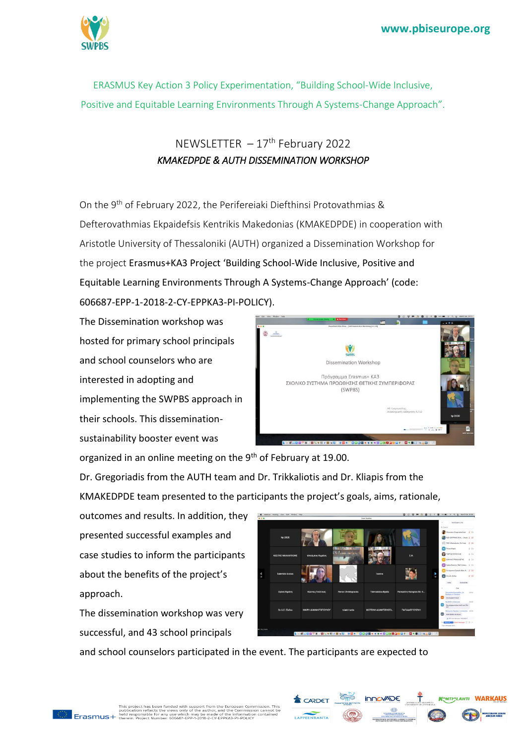ERASMUS Key Action 3 Policy Experimentation, "Building School-Wide Inclusive, Positive and Equitable Learning Environments Through A Systems-Change Approach".

# NEWSLETTER – 17th February 2022

## *KMAKEDPDE & AUTH DISSEMINATION WORKSHOP*

On the 9th of February 2022, the Perifereiaki Diefthinsi Protovathmias & Defterovathmias Ekpaidefsis Kentrikis Makedonias (KMAKEDPDE) in cooperation with Aristotle University of Thessaloniki (AUTH) organized a Dissemination Workshop for the project Erasmus+KA3 Project 'Building School-Wide Inclusive, Positive and Equitable Learning Environments Through A Systems-Change Approach' (code: 606687-EPP-1-2018-2-CY-EPPKA3-PI-POLICY).

The Dissemination workshop was hosted for primary school principals and school counselors who are interested in adopting and implementing the SWPBS approach in their schools. This dissemination-sustainability booster event was organized in an online meeting on the 9th of February at 19.00.

Dr. Gregoriadis from the AUTH team and Dr. Trikkaliotis and Dr. Kliapis from the KMAKEDPDE team presented to the participants the project's goals, aims, rationale, outcomes and results. In addition, they presented successful examples and case studies to inform the participants about the benefits of the project's approach.

The dissemination workshop was very successful, and 43 school principals and school counselors participated in the event. The participants are expected to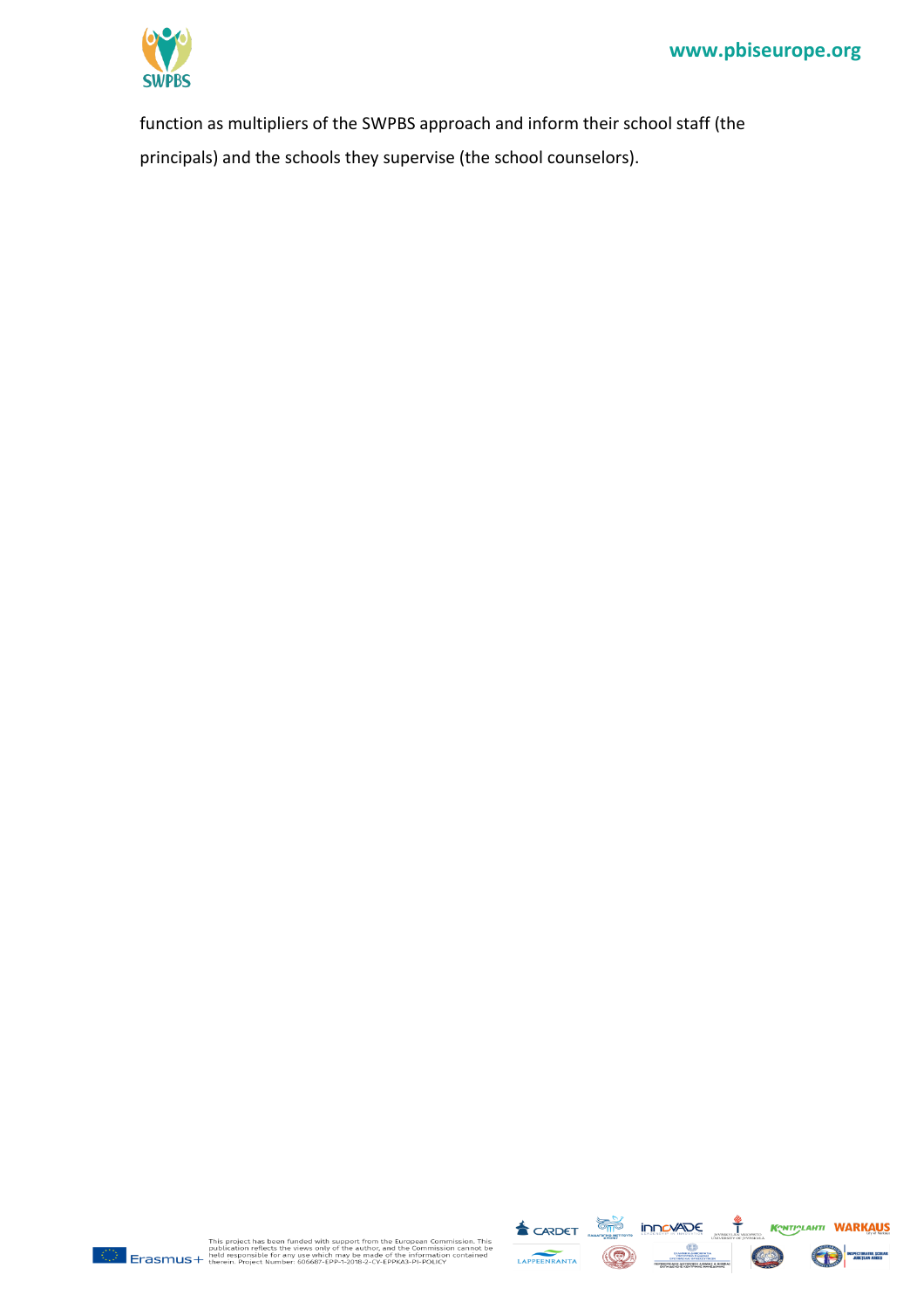function as multipliers of the SWPBS approach and inform their school staff (the principals) and the schools they supervise (the school counselors).